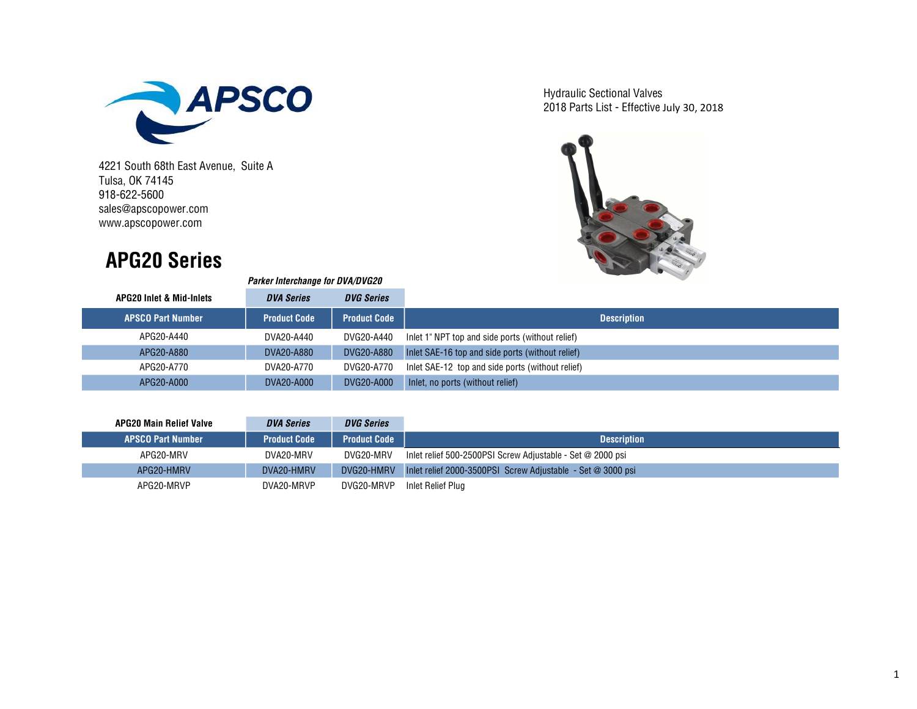Hydraulic Sectional Valves
2018 Parts List - Effective July 30, 2018

4221 South 68th East Avenue, Suite A
Tulsa, OK 74145
918-622-5600
sales@apscopower.com
www.apscopower.com

# APG20 Series

***Parker Interchange for DVA/DVG20***

| APG20 Inlet & Mid-Inlets | *DVA Series* | *DVG Series* | |
|---|---|---|---|
| **APSCO Part Number** | **Product Code** | **Product Code** | **Description** |
| APG20-A440 | DVA20-A440 | DVG20-A440 | Inlet 1" NPT top and side ports (without relief) |
| APG20-A880 | DVA20-A880 | DVG20-A880 | Inlet SAE-16 top and side ports (without relief) |
| APG20-A770 | DVA20-A770 | DVG20-A770 | Inlet SAE-12 top and side ports (without relief) |
| APG20-A000 | DVA20-A000 | DVG20-A000 | Inlet, no ports (without relief) |

| APG20 Main Relief Valve | *DVA Series* | *DVG Series* | |
|---|---|---|---|
| **APSCO Part Number** | **Product Code** | **Product Code** | **Description** |
| APG20-MRV | DVA20-MRV | DVG20-MRV | Inlet relief 500-2500PSI Screw Adjustable - Set @ 2000 psi |
| APG20-HMRV | DVA20-HMRV | DVG20-HMRV | Inlet relief 2000-3500PSI Screw Adjustable - Set @ 3000 psi |
| APG20-MRVP | DVA20-MRVP | DVG20-MRVP | Inlet Relief Plug |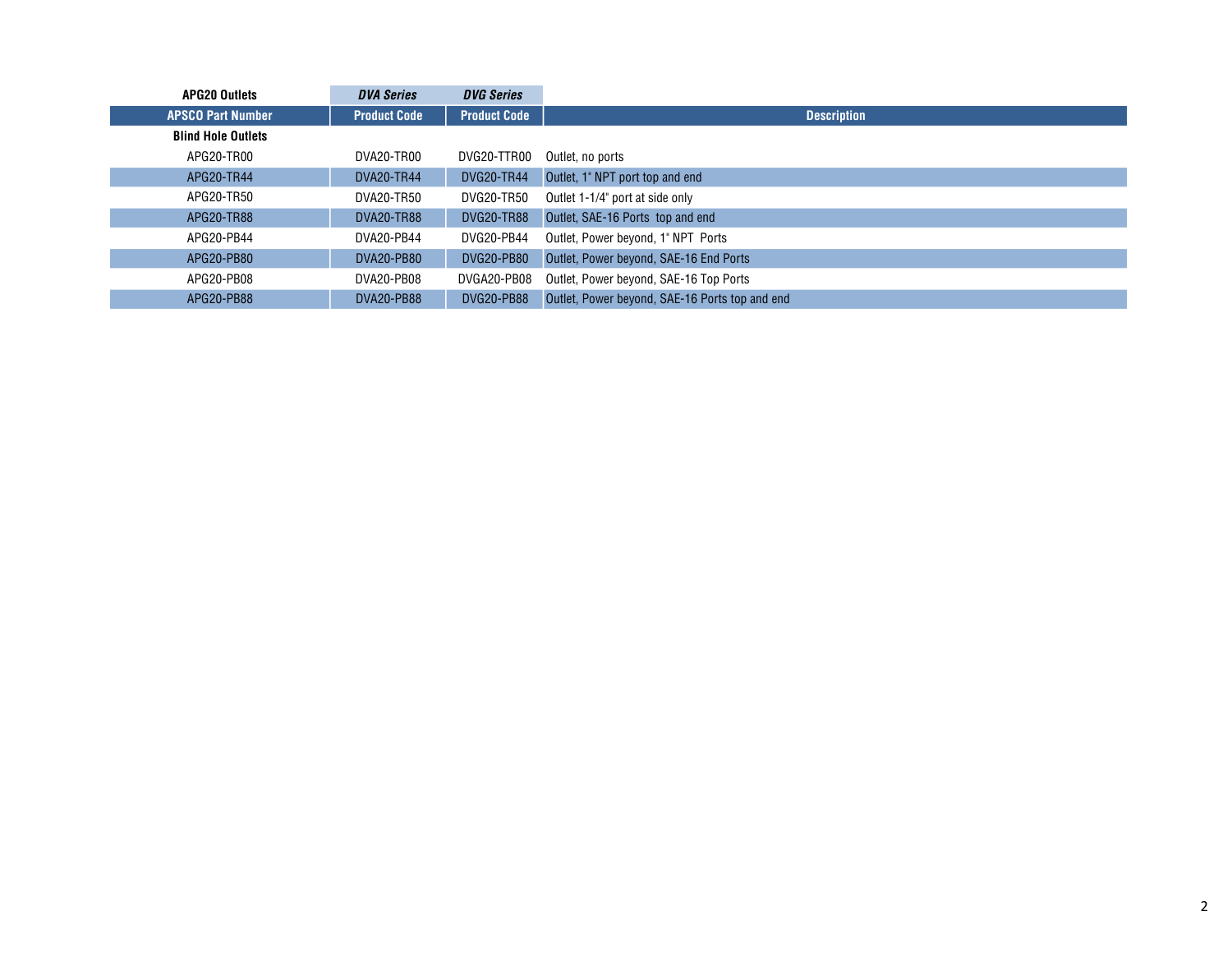| APG20 Outlets | *DVA Series* | *DVG Series* | |
|---|---|---|---|
| **APSCO Part Number** | **Product Code** | **Product Code** | **Description** |
| **Blind Hole Outlets** | | | |
| APG20-TR00 | DVA20-TR00 | DVG20-TTR00 | Outlet, no ports |
| APG20-TR44 | DVA20-TR44 | DVG20-TR44 | Outlet, 1" NPT port top and end |
| APG20-TR50 | DVA20-TR50 | DVG20-TR50 | Outlet 1-1/4" port at side only |
| APG20-TR88 | DVA20-TR88 | DVG20-TR88 | Outlet, SAE-16 Ports top and end |
| APG20-PB44 | DVA20-PB44 | DVG20-PB44 | Outlet, Power beyond, 1" NPT Ports |
| APG20-PB80 | DVA20-PB80 | DVG20-PB80 | Outlet, Power beyond, SAE-16 End Ports |
| APG20-PB08 | DVA20-PB08 | DVGA20-PB08 | Outlet, Power beyond, SAE-16 Top Ports |
| APG20-PB88 | DVA20-PB88 | DVG20-PB88 | Outlet, Power beyond, SAE-16 Ports top and end |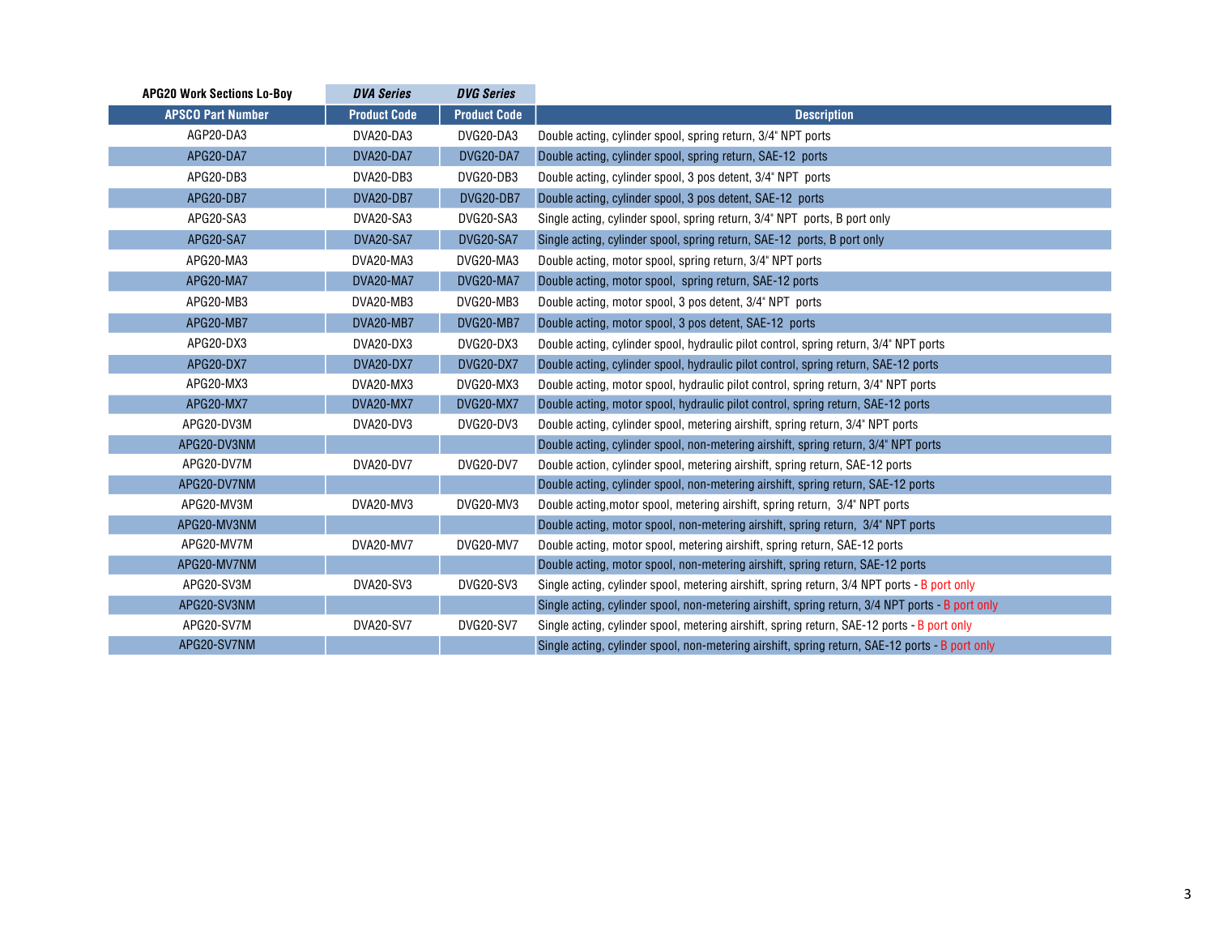| APG20 Work Sections Lo-Boy | *DVA Series* | *DVG Series* | |
|---|---|---|---|
| **APSCO Part Number** | **Product Code** | **Product Code** | **Description** |
| AGP20-DA3 | DVA20-DA3 | DVG20-DA3 | Double acting, cylinder spool, spring return, 3/4" NPT ports |
| APG20-DA7 | DVA20-DA7 | DVG20-DA7 | Double acting, cylinder spool, spring return, SAE-12 ports |
| APG20-DB3 | DVA20-DB3 | DVG20-DB3 | Double acting, cylinder spool, 3 pos detent, 3/4" NPT ports |
| APG20-DB7 | DVA20-DB7 | DVG20-DB7 | Double acting, cylinder spool, 3 pos detent, SAE-12 ports |
| APG20-SA3 | DVA20-SA3 | DVG20-SA3 | Single acting, cylinder spool, spring return, 3/4" NPT ports, B port only |
| APG20-SA7 | DVA20-SA7 | DVG20-SA7 | Single acting, cylinder spool, spring return, SAE-12 ports, B port only |
| APG20-MA3 | DVA20-MA3 | DVG20-MA3 | Double acting, motor spool, spring return, 3/4" NPT ports |
| APG20-MA7 | DVA20-MA7 | DVG20-MA7 | Double acting, motor spool, spring return, SAE-12 ports |
| APG20-MB3 | DVA20-MB3 | DVG20-MB3 | Double acting, motor spool, 3 pos detent, 3/4" NPT ports |
| APG20-MB7 | DVA20-MB7 | DVG20-MB7 | Double acting, motor spool, 3 pos detent, SAE-12 ports |
| APG20-DX3 | DVA20-DX3 | DVG20-DX3 | Double acting, cylinder spool, hydraulic pilot control, spring return, 3/4" NPT ports |
| APG20-DX7 | DVA20-DX7 | DVG20-DX7 | Double acting, cylinder spool, hydraulic pilot control, spring return, SAE-12 ports |
| APG20-MX3 | DVA20-MX3 | DVG20-MX3 | Double acting, motor spool, hydraulic pilot control, spring return, 3/4" NPT ports |
| APG20-MX7 | DVA20-MX7 | DVG20-MX7 | Double acting, motor spool, hydraulic pilot control, spring return, SAE-12 ports |
| APG20-DV3M | DVA20-DV3 | DVG20-DV3 | Double acting, cylinder spool, metering airshift, spring return, 3/4" NPT ports |
| APG20-DV3NM | | | Double acting, cylinder spool, non-metering airshift, spring return, 3/4" NPT ports |
| APG20-DV7M | DVA20-DV7 | DVG20-DV7 | Double action, cylinder spool, metering airshift, spring return, SAE-12 ports |
| APG20-DV7NM | | | Double acting, cylinder spool, non-metering airshift, spring return, SAE-12 ports |
| APG20-MV3M | DVA20-MV3 | DVG20-MV3 | Double acting,motor spool, metering airshift, spring return, 3/4" NPT ports |
| APG20-MV3NM | | | Double acting, motor spool, non-metering airshift, spring return, 3/4" NPT ports |
| APG20-MV7M | DVA20-MV7 | DVG20-MV7 | Double acting, motor spool, metering airshift, spring return, SAE-12 ports |
| APG20-MV7NM | | | Double acting, motor spool, non-metering airshift, spring return, SAE-12 ports |
| APG20-SV3M | DVA20-SV3 | DVG20-SV3 | Single acting, cylinder spool, metering airshift, spring return, 3/4 NPT ports - B port only |
| APG20-SV3NM | | | Single acting, cylinder spool, non-metering airshift, spring return, 3/4 NPT ports - B port only |
| APG20-SV7M | DVA20-SV7 | DVG20-SV7 | Single acting, cylinder spool, metering airshift, spring return, SAE-12 ports - B port only |
| APG20-SV7NM | | | Single acting, cylinder spool, non-metering airshift, spring return, SAE-12 ports - B port only |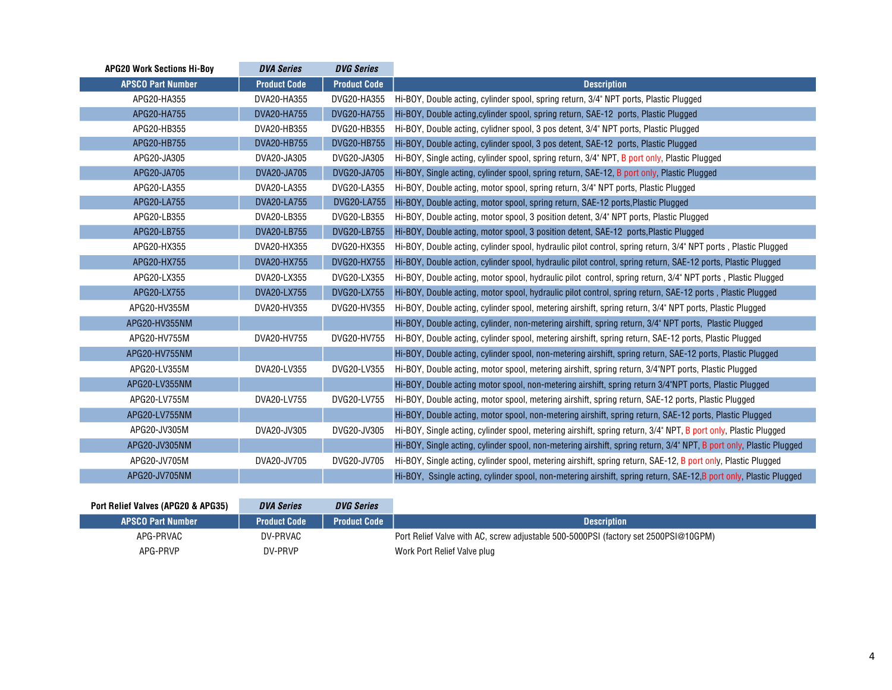| APG20 Work Sections Hi-Boy | *DVA Series* | *DVG Series* | |
|---|---|---|---|
| **APSCO Part Number** | **Product Code** | **Product Code** | **Description** |
| APG20-HA355 | DVA20-HA355 | DVG20-HA355 | Hi-BOY, Double acting, cylinder spool, spring return, 3/4" NPT ports, Plastic Plugged |
| APG20-HA755 | DVA20-HA755 | DVG20-HA755 | Hi-BOY, Double acting,cylinder spool, spring return, SAE-12 ports, Plastic Plugged |
| APG20-HB355 | DVA20-HB355 | DVG20-HB355 | Hi-BOY, Double acting, cylidner spool, 3 pos detent, 3/4" NPT ports, Plastic Plugged |
| APG20-HB755 | DVA20-HB755 | DVG20-HB755 | Hi-BOY, Double acting, cylinder spool, 3 pos detent, SAE-12 ports, Plastic Plugged |
| APG20-JA305 | DVA20-JA305 | DVG20-JA305 | Hi-BOY, Single acting, cylinder spool, spring return, 3/4" NPT, B port only, Plastic Plugged |
| APG20-JA705 | DVA20-JA705 | DVG20-JA705 | Hi-BOY, Single acting, cylinder spool, spring return, SAE-12, B port only, Plastic Plugged |
| APG20-LA355 | DVA20-LA355 | DVG20-LA355 | Hi-BOY, Double acting, motor spool, spring return, 3/4" NPT ports, Plastic Plugged |
| APG20-LA755 | DVA20-LA755 | DVG20-LA755 | Hi-BOY, Double acting, motor spool, spring return, SAE-12 ports,Plastic Plugged |
| APG20-LB355 | DVA20-LB355 | DVG20-LB355 | Hi-BOY, Double acting, motor spool, 3 position detent, 3/4" NPT ports, Plastic Plugged |
| APG20-LB755 | DVA20-LB755 | DVG20-LB755 | Hi-BOY, Double acting, motor spool, 3 position detent, SAE-12 ports,Plastic Plugged |
| APG20-HX355 | DVA20-HX355 | DVG20-HX355 | Hi-BOY, Double acting, cylinder spool, hydraulic pilot control, spring return, 3/4" NPT ports , Plastic Plugged |
| APG20-HX755 | DVA20-HX755 | DVG20-HX755 | Hi-BOY, Double action, cylinder spool, hydraulic pilot control, spring return, SAE-12 ports, Plastic Plugged |
| APG20-LX355 | DVA20-LX355 | DVG20-LX355 | Hi-BOY, Double acting, motor spool, hydraulic pilot control, spring return, 3/4" NPT ports , Plastic Plugged |
| APG20-LX755 | DVA20-LX755 | DVG20-LX755 | Hi-BOY, Double acting, motor spool, hydraulic pilot control, spring return, SAE-12 ports , Plastic Plugged |
| APG20-HV355M | DVA20-HV355 | DVG20-HV355 | Hi-BOY, Double acting, cylinder spool, metering airshift, spring return, 3/4" NPT ports, Plastic Plugged |
| APG20-HV355NM | | | Hi-BOY, Double acting, cylinder, non-metering airshift, spring return, 3/4" NPT ports, Plastic Plugged |
| APG20-HV755M | DVA20-HV755 | DVG20-HV755 | Hi-BOY, Double acting, cylinder spool, metering airshift, spring return, SAE-12 ports, Plastic Plugged |
| APG20-HV755NM | | | Hi-BOY, Double acting, cylinder spool, non-metering airshift, spring return, SAE-12 ports, Plastic Plugged |
| APG20-LV355M | DVA20-LV355 | DVG20-LV355 | Hi-BOY, Double acting, motor spool, metering airshift, spring return, 3/4"NPT ports, Plastic Plugged |
| APG20-LV355NM | | | Hi-BOY, Double acting motor spool, non-metering airshift, spring return 3/4"NPT ports, Plastic Plugged |
| APG20-LV755M | DVA20-LV755 | DVG20-LV755 | Hi-BOY, Double acting, motor spool, metering airshift, spring return, SAE-12 ports, Plastic Plugged |
| APG20-LV755NM | | | Hi-BOY, Double acting, motor spool, non-metering airshift, spring return, SAE-12 ports, Plastic Plugged |
| APG20-JV305M | DVA20-JV305 | DVG20-JV305 | Hi-BOY, Single acting, cylinder spool, metering airshift, spring return, 3/4" NPT, B port only, Plastic Plugged |
| APG20-JV305NM | | | Hi-BOY, Single acting, cylinder spool, non-metering airshift, spring return, 3/4" NPT, B port only, Plastic Plugged |
| APG20-JV705M | DVA20-JV705 | DVG20-JV705 | Hi-BOY, Single acting, cylinder spool, metering airshift, spring return, SAE-12, B port only, Plastic Plugged |
| APG20-JV705NM | | | Hi-BOY, Ssingle acting, cylinder spool, non-metering airshift, spring return, SAE-12,B port only, Plastic Plugged |

| Port Relief Valves (APG20 & APG35) | *DVA Series* | *DVG Series* | |
|---|---|---|---|
| **APSCO Part Number** | **Product Code** | **Product Code** | **Description** |
| APG-PRVAC | DV-PRVAC | | Port Relief Valve with AC, screw adjustable 500-5000PSI (factory set 2500PSI@10GPM) |
| APG-PRVP | DV-PRVP | | Work Port Relief Valve plug |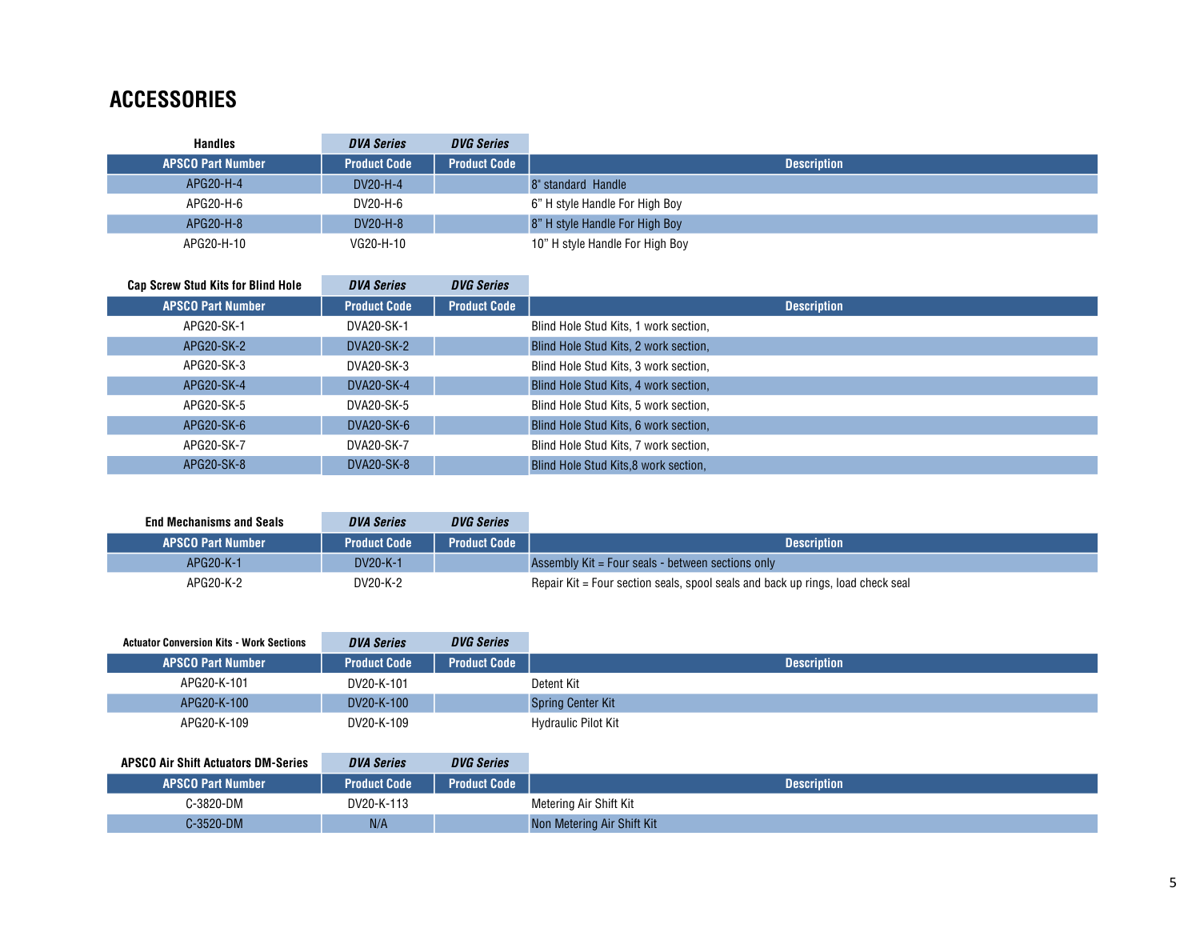## ACCESSORIES

| Handles | *DVA Series* | *DVG Series* | |
|---|---|---|---|
| **APSCO Part Number** | **Product Code** | **Product Code** | **Description** |
| APG20-H-4 | DV20-H-4 | | 8" standard Handle |
| APG20-H-6 | DV20-H-6 | | 6" H style Handle For High Boy |
| APG20-H-8 | DV20-H-8 | | 8" H style Handle For High Boy |
| APG20-H-10 | VG20-H-10 | | 10" H style Handle For High Boy |

| Cap Screw Stud Kits for Blind Hole | *DVA Series* | *DVG Series* | |
|---|---|---|---|
| **APSCO Part Number** | **Product Code** | **Product Code** | **Description** |
| APG20-SK-1 | DVA20-SK-1 | | Blind Hole Stud Kits, 1 work section, |
| APG20-SK-2 | DVA20-SK-2 | | Blind Hole Stud Kits, 2 work section, |
| APG20-SK-3 | DVA20-SK-3 | | Blind Hole Stud Kits, 3 work section, |
| APG20-SK-4 | DVA20-SK-4 | | Blind Hole Stud Kits, 4 work section, |
| APG20-SK-5 | DVA20-SK-5 | | Blind Hole Stud Kits, 5 work section, |
| APG20-SK-6 | DVA20-SK-6 | | Blind Hole Stud Kits, 6 work section, |
| APG20-SK-7 | DVA20-SK-7 | | Blind Hole Stud Kits, 7 work section, |
| APG20-SK-8 | DVA20-SK-8 | | Blind Hole Stud Kits,8 work section, |

| End Mechanisms and Seals | *DVA Series* | *DVG Series* | |
|---|---|---|---|
| **APSCO Part Number** | **Product Code** | **Product Code** | **Description** |
| APG20-K-1 | DV20-K-1 | | Assembly Kit = Four seals - between sections only |
| APG20-K-2 | DV20-K-2 | | Repair Kit = Four section seals, spool seals and back up rings, load check seal |

| Actuator Conversion Kits - Work Sections | *DVA Series* | *DVG Series* | |
|---|---|---|---|
| **APSCO Part Number** | **Product Code** | **Product Code** | **Description** |
| APG20-K-101 | DV20-K-101 | | Detent Kit |
| APG20-K-100 | DV20-K-100 | | Spring Center Kit |
| APG20-K-109 | DV20-K-109 | | Hydraulic Pilot Kit |

| APSCO Air Shift Actuators DM-Series | *DVA Series* | *DVG Series* | |
|---|---|---|---|
| **APSCO Part Number** | **Product Code** | **Product Code** | **Description** |
| C-3820-DM | DV20-K-113 | | Metering Air Shift Kit |
| C-3520-DM | N/A | | Non Metering Air Shift Kit |